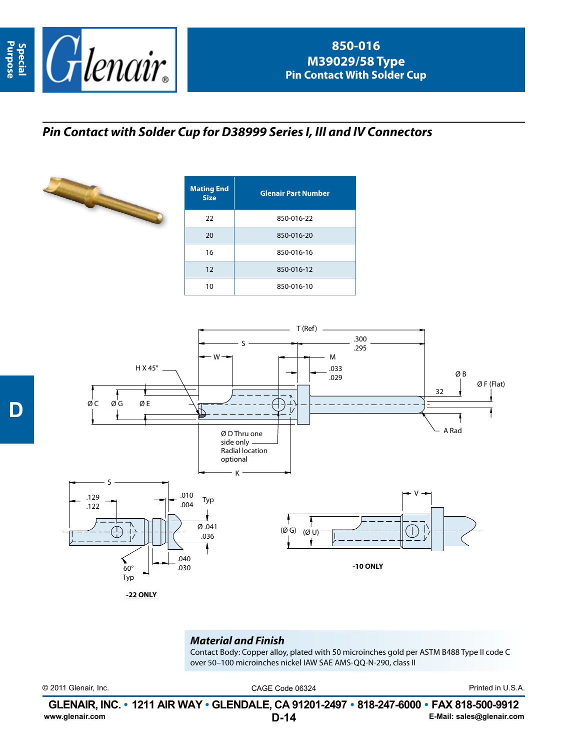# 850-016
## M39029/58 Type
### Pin Contact With Solder Cup

## *Pin Contact with Solder Cup for D38999 Series I, III and IV Connectors*

| Mating End Size | Glenair Part Number |
|---|---|
| 22 | 850-016-22 |
| 20 | 850-016-20 |
| 16 | 850-016-16 |
| 12 | 850-016-12 |
| 10 | 850-016-10 |

T (Ref)

S

.300
.295

W

M

H X 45°

.033
.029

Ø B

Ø F (Flat)

32

Ø C    Ø G    Ø E

A Rad

Ø D Thru one side only
Radial location optional

K

S

.129
.122

.010
.004

Typ

Ø .041
.036

.040
.030

60°
Typ

**-22 ONLY**

V

(Ø G)    (Ø U)

**-10 ONLY**

### *Material and Finish*

Contact Body: Copper alloy, plated with 50 microinches gold per ASTM B488 Type II code C over 50–100 microinches nickel IAW SAE AMS-QQ-N-290, class II

© 2011 Glenair, Inc.    CAGE Code 06324    Printed in U.S.A.

**GLENAIR, INC. • 1211 AIR WAY • GLENDALE, CA 91201-2497 • 818-247-6000 • FAX 818-500-9912**

www.glenair.com    E-Mail: sales@glenair.com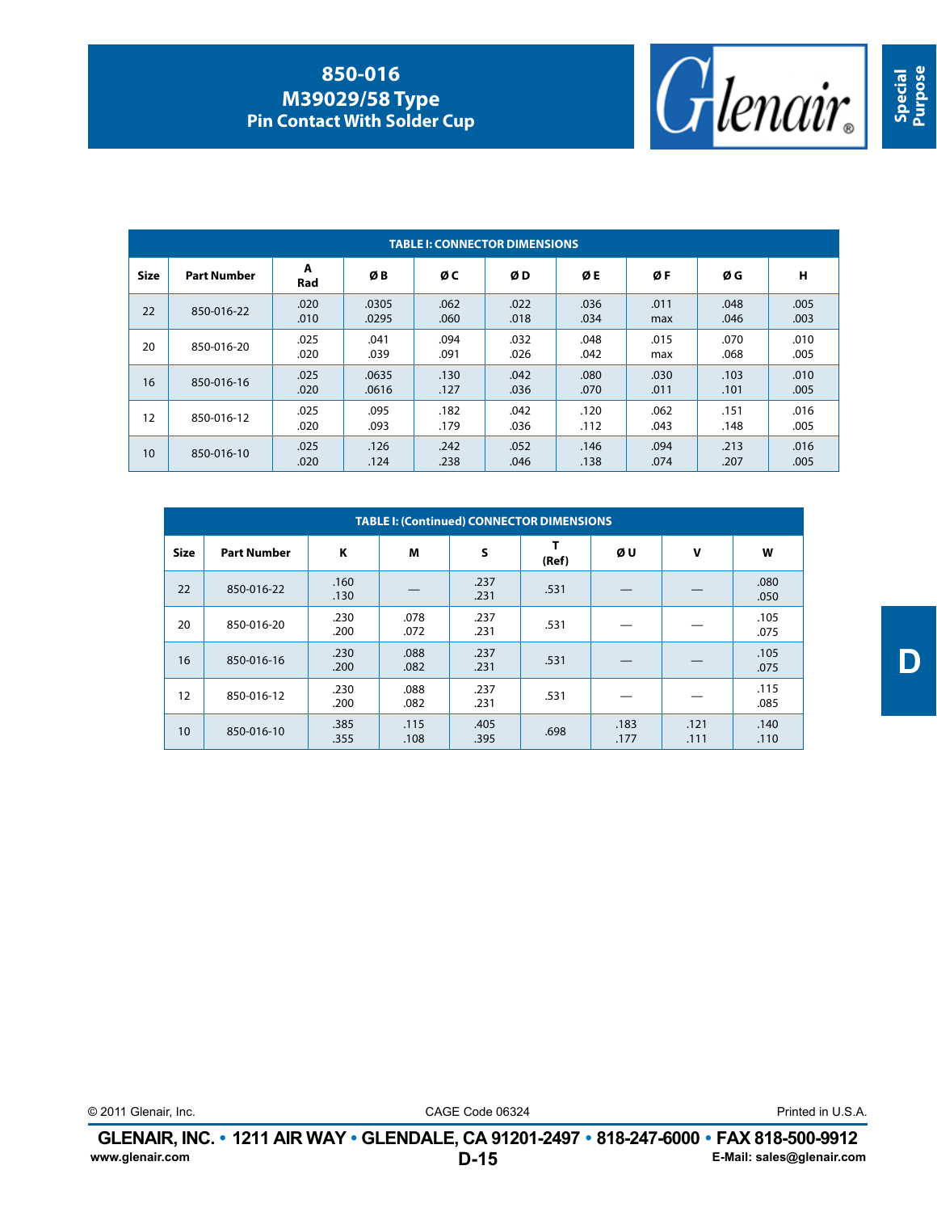# 850-016
## M39029/58 Type
### Pin Contact With Solder Cup

**TABLE I: CONNECTOR DIMENSIONS**

| Size | Part Number | A Rad | Ø B | Ø C | Ø D | Ø E | Ø F | Ø G | H |
|---|---|---|---|---|---|---|---|---|---|
| 22 | 850-016-22 | .020 .010 | .0305 .0295 | .062 .060 | .022 .018 | .036 .034 | .011 max | .048 .046 | .005 .003 |
| 20 | 850-016-20 | .025 .020 | .041 .039 | .094 .091 | .032 .026 | .048 .042 | .015 max | .070 .068 | .010 .005 |
| 16 | 850-016-16 | .025 .020 | .0635 .0616 | .130 .127 | .042 .036 | .080 .070 | .030 .011 | .103 .101 | .010 .005 |
| 12 | 850-016-12 | .025 .020 | .095 .093 | .182 .179 | .042 .036 | .120 .112 | .062 .043 | .151 .148 | .016 .005 |
| 10 | 850-016-10 | .025 .020 | .126 .124 | .242 .238 | .052 .046 | .146 .138 | .094 .074 | .213 .207 | .016 .005 |

**TABLE I: (Continued) CONNECTOR DIMENSIONS**

| Size | Part Number | K | M | S | T (Ref) | Ø U | V | W |
|---|---|---|---|---|---|---|---|---|
| 22 | 850-016-22 | .160 .130 | — | .237 .231 | .531 | — | — | .080 .050 |
| 20 | 850-016-20 | .230 .200 | .078 .072 | .237 .231 | .531 | — | — | .105 .075 |
| 16 | 850-016-16 | .230 .200 | .088 .082 | .237 .231 | .531 | — | — | .105 .075 |
| 12 | 850-016-12 | .230 .200 | .088 .082 | .237 .231 | .531 | — | — | .115 .085 |
| 10 | 850-016-10 | .385 .355 | .115 .108 | .405 .395 | .698 | .183 .177 | .121 .111 | .140 .110 |